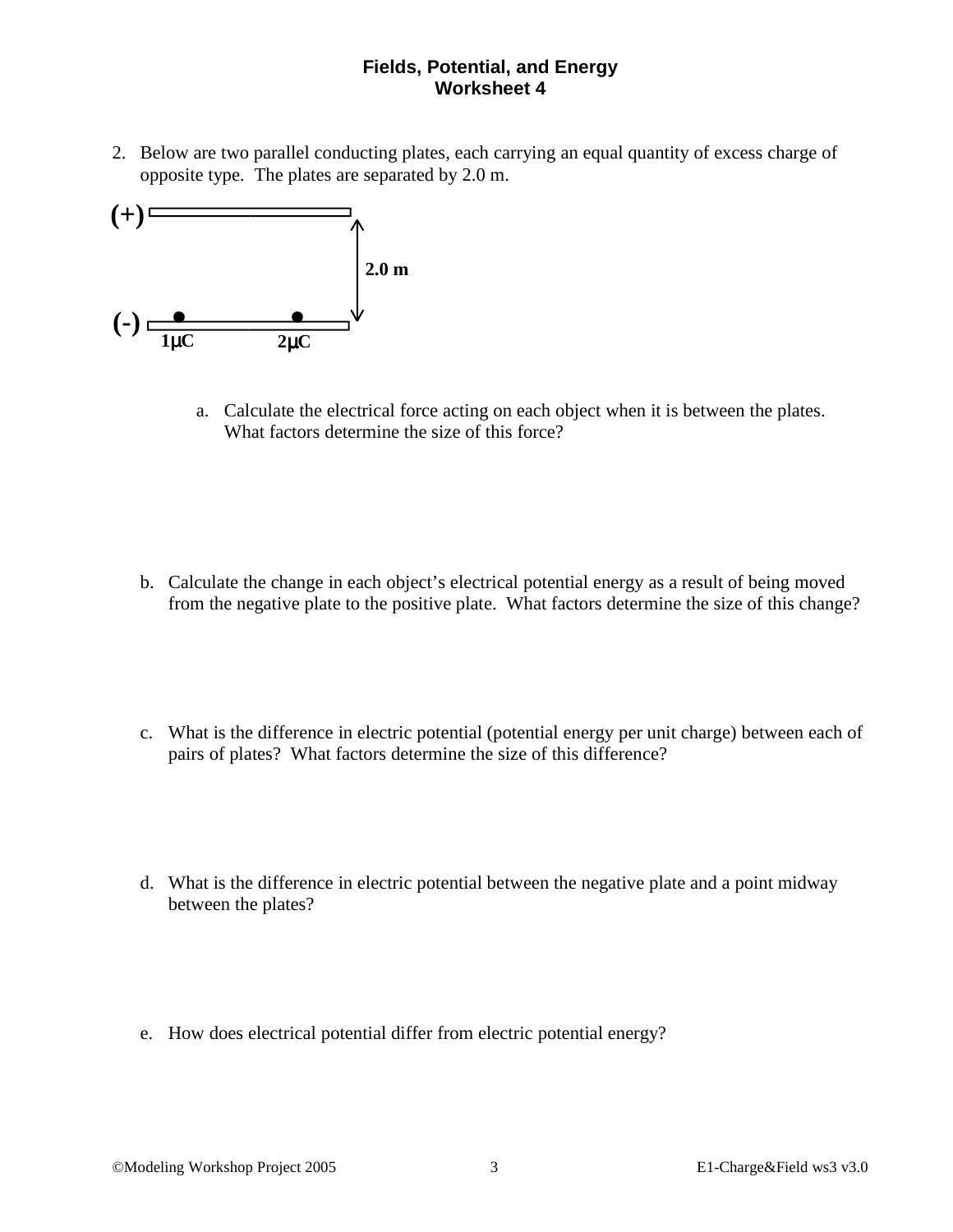# Fields, Potential, and Energy
## Worksheet 4

2. Below are two parallel conducting plates, each carrying an equal quantity of excess charge of opposite type. The plates are separated by 2.0 m.

(+)

2.0 m

(-)

1μC 2μC

   a. Calculate the electrical force acting on each object when it is between the plates. What factors determine the size of this force?

   b. Calculate the change in each object's electrical potential energy as a result of being moved from the negative plate to the positive plate. What factors determine the size of this change?

   c. What is the difference in electric potential (potential energy per unit charge) between each of pairs of plates? What factors determine the size of this difference?

   d. What is the difference in electric potential between the negative plate and a point midway between the plates?

   e. How does electrical potential differ from electric potential energy?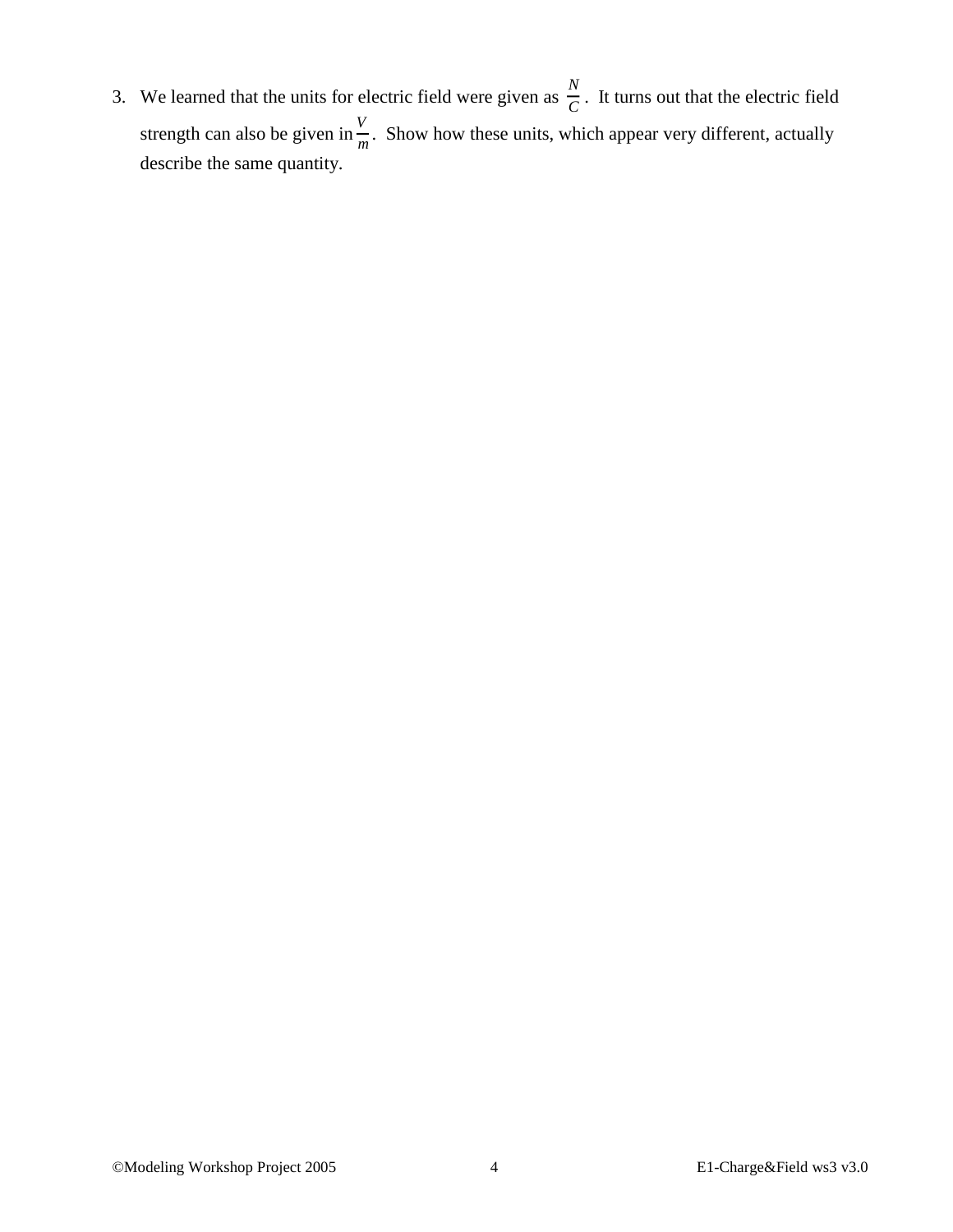3. We learned that the units for electric field were given as $\frac{N}{C}$. It turns out that the electric field strength can also be given in $\frac{V}{m}$. Show how these units, which appear very different, actually describe the same quantity.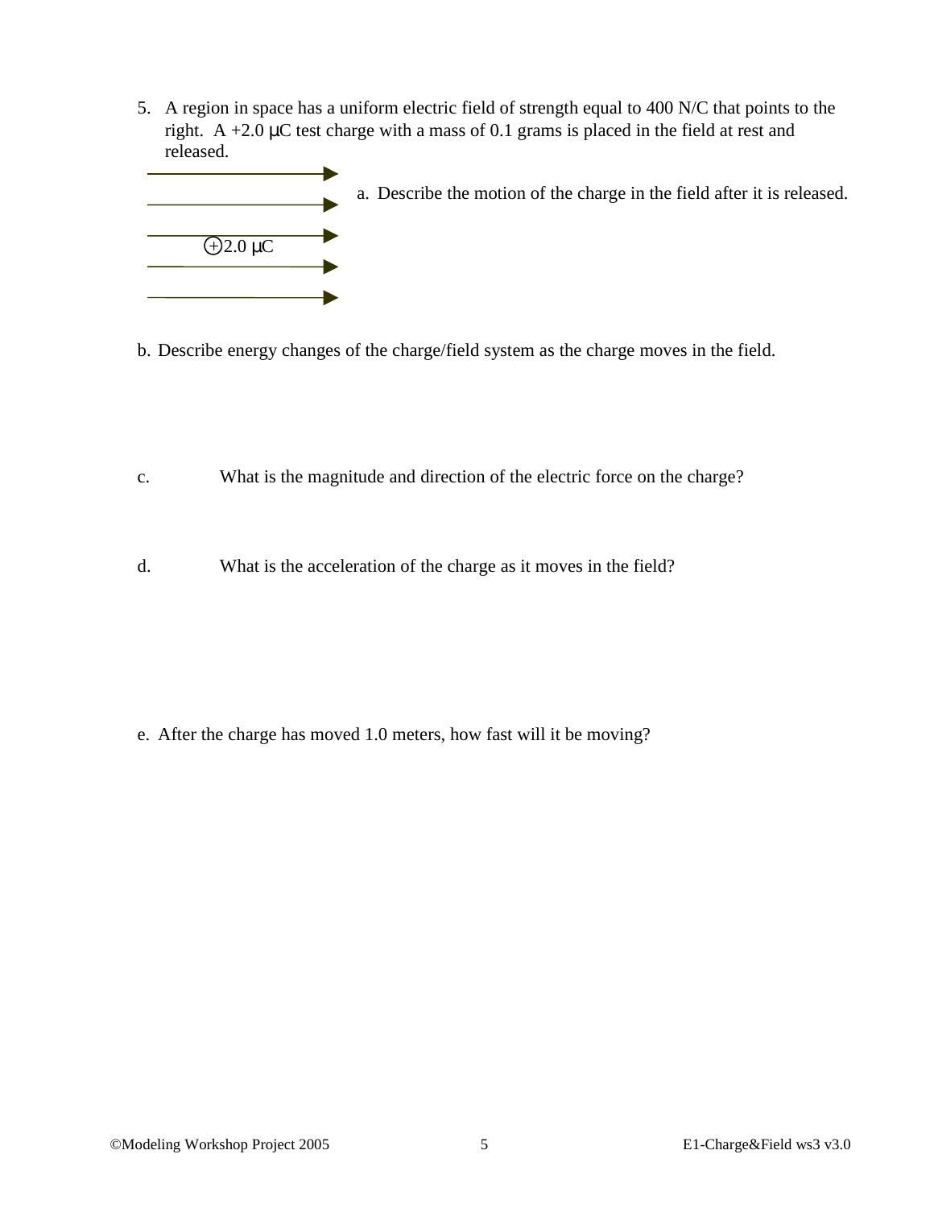5. A region in space has a uniform electric field of strength equal to 400 N/C that points to the right. A +2.0 μC test charge with a mass of 0.1 grams is placed in the field at rest and released.

a. Describe the motion of the charge in the field after it is released.

b. Describe energy changes of the charge/field system as the charge moves in the field.

c. What is the magnitude and direction of the electric force on the charge?

d. What is the acceleration of the charge as it moves in the field?

e. After the charge has moved 1.0 meters, how fast will it be moving?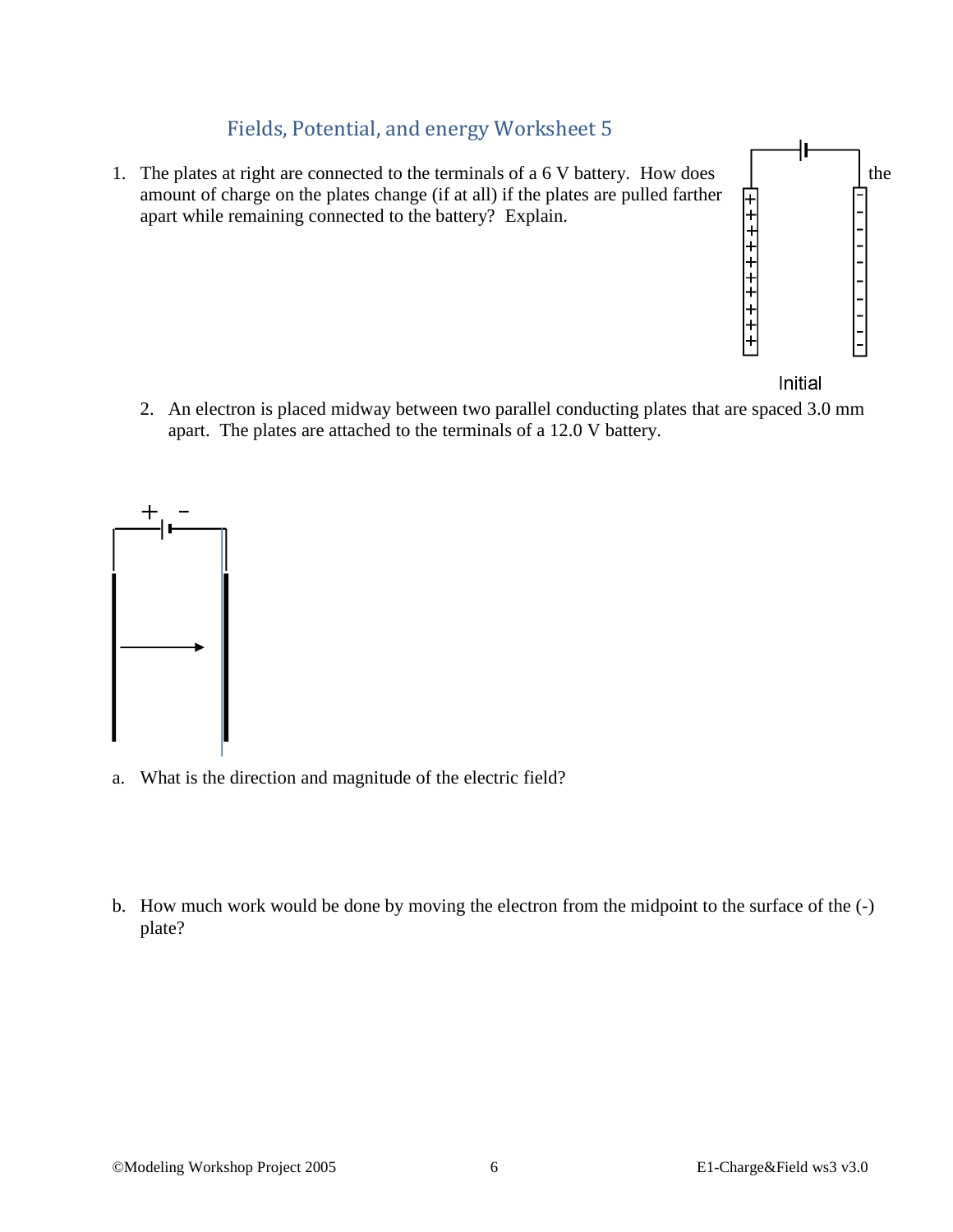## Fields, Potential, and energy Worksheet 5

1. The plates at right are connected to the terminals of a 6 V battery. How does the amount of charge on the plates change (if at all) if the plates are pulled farther apart while remaining connected to the battery? Explain.

Initial

2. An electron is placed midway between two parallel conducting plates that are spaced 3.0 mm apart. The plates are attached to the terminals of a 12.0 V battery.

a. What is the direction and magnitude of the electric field?

b. How much work would be done by moving the electron from the midpoint to the surface of the (-) plate?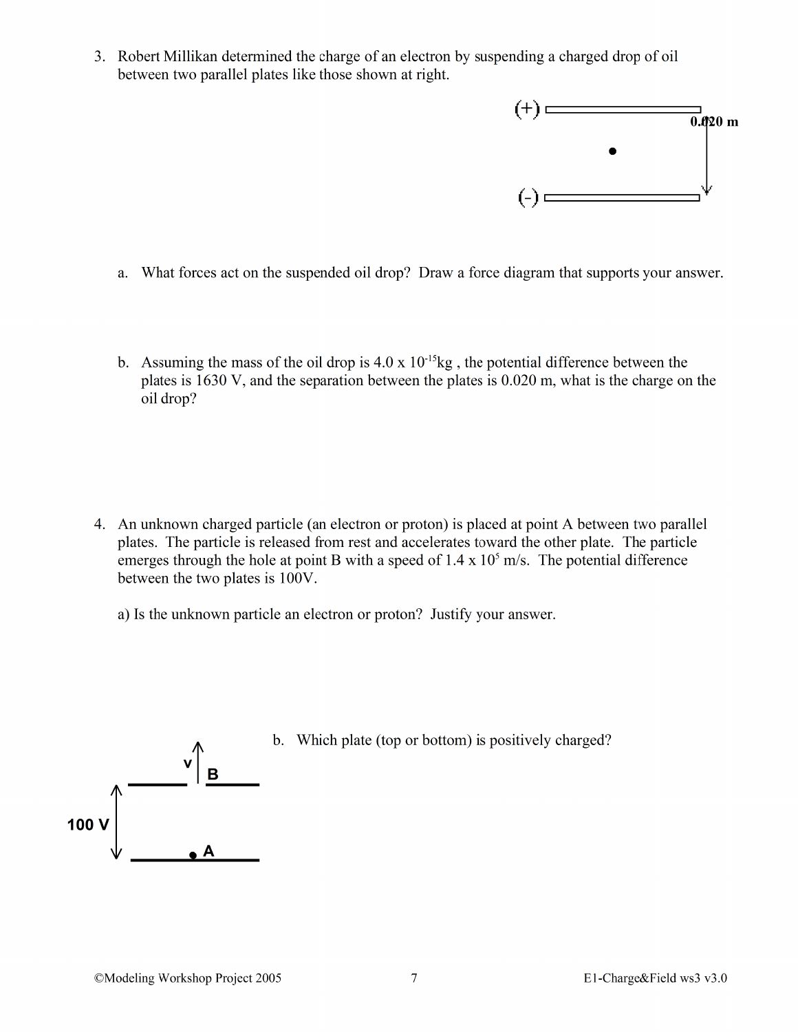3. Robert Millikan determined the charge of an electron by suspending a charged drop of oil between two parallel plates like those shown at right.

(+)

0.020 m

(-)

   a. What forces act on the suspended oil drop? Draw a force diagram that supports your answer.

   b. Assuming the mass of the oil drop is $4.0 \times 10^{-15}$ kg , the potential difference between the plates is 1630 V, and the separation between the plates is 0.020 m, what is the charge on the oil drop?

4. An unknown charged particle (an electron or proton) is placed at point A between two parallel plates. The particle is released from rest and accelerates toward the other plate. The particle emerges through the hole at point B with a speed of $1.4 \times 10^{5}$ m/s. The potential difference between the two plates is 100V.

   a) Is the unknown particle an electron or proton? Justify your answer.

   b. Which plate (top or bottom) is positively charged?

v

B

100 V

A